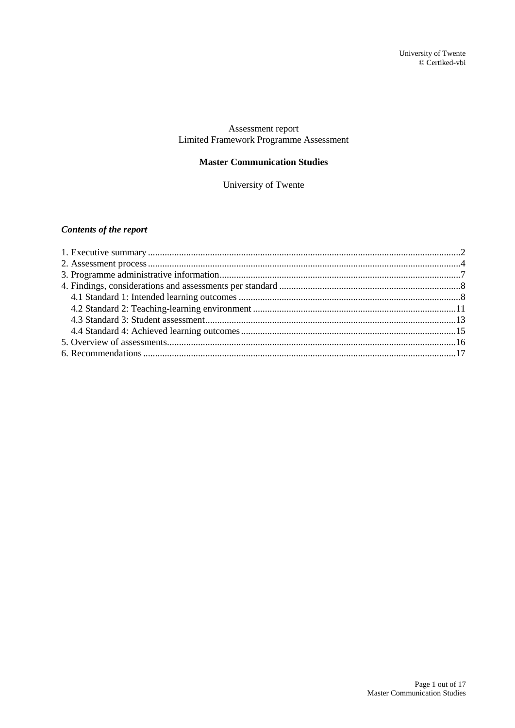Assessment report
Limited Framework Programme Assessment

**Master Communication Studies**

University of Twente

***Contents of the report***

1. Executive summary .....2
2. Assessment process .....4
3. Programme administrative information .....7
4. Findings, considerations and assessments per standard .....8
   - 4.1 Standard 1: Intended learning outcomes .....8
   - 4.2 Standard 2: Teaching-learning environment .....11
   - 4.3 Standard 3: Student assessment .....13
   - 4.4 Standard 4: Achieved learning outcomes .....15
5. Overview of assessments .....16
6. Recommendations .....17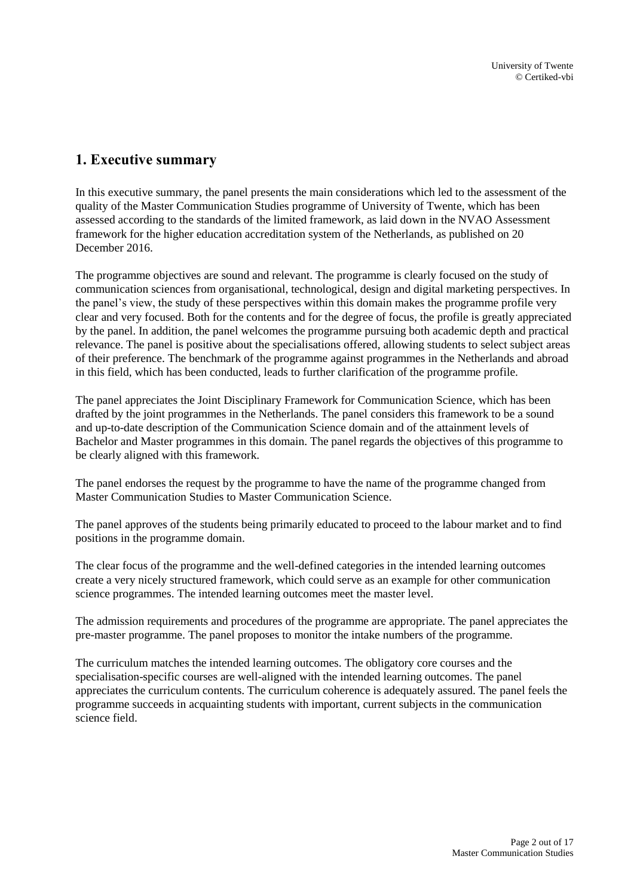## 1. Executive summary

In this executive summary, the panel presents the main considerations which led to the assessment of the quality of the Master Communication Studies programme of University of Twente, which has been assessed according to the standards of the limited framework, as laid down in the NVAO Assessment framework for the higher education accreditation system of the Netherlands, as published on 20 December 2016.

The programme objectives are sound and relevant. The programme is clearly focused on the study of communication sciences from organisational, technological, design and digital marketing perspectives. In the panel's view, the study of these perspectives within this domain makes the programme profile very clear and very focused. Both for the contents and for the degree of focus, the profile is greatly appreciated by the panel. In addition, the panel welcomes the programme pursuing both academic depth and practical relevance. The panel is positive about the specialisations offered, allowing students to select subject areas of their preference. The benchmark of the programme against programmes in the Netherlands and abroad in this field, which has been conducted, leads to further clarification of the programme profile.

The panel appreciates the Joint Disciplinary Framework for Communication Science, which has been drafted by the joint programmes in the Netherlands. The panel considers this framework to be a sound and up-to-date description of the Communication Science domain and of the attainment levels of Bachelor and Master programmes in this domain. The panel regards the objectives of this programme to be clearly aligned with this framework.

The panel endorses the request by the programme to have the name of the programme changed from Master Communication Studies to Master Communication Science.

The panel approves of the students being primarily educated to proceed to the labour market and to find positions in the programme domain.

The clear focus of the programme and the well-defined categories in the intended learning outcomes create a very nicely structured framework, which could serve as an example for other communication science programmes. The intended learning outcomes meet the master level.

The admission requirements and procedures of the programme are appropriate. The panel appreciates the pre-master programme. The panel proposes to monitor the intake numbers of the programme.

The curriculum matches the intended learning outcomes. The obligatory core courses and the specialisation-specific courses are well-aligned with the intended learning outcomes. The panel appreciates the curriculum contents. The curriculum coherence is adequately assured. The panel feels the programme succeeds in acquainting students with important, current subjects in the communication science field.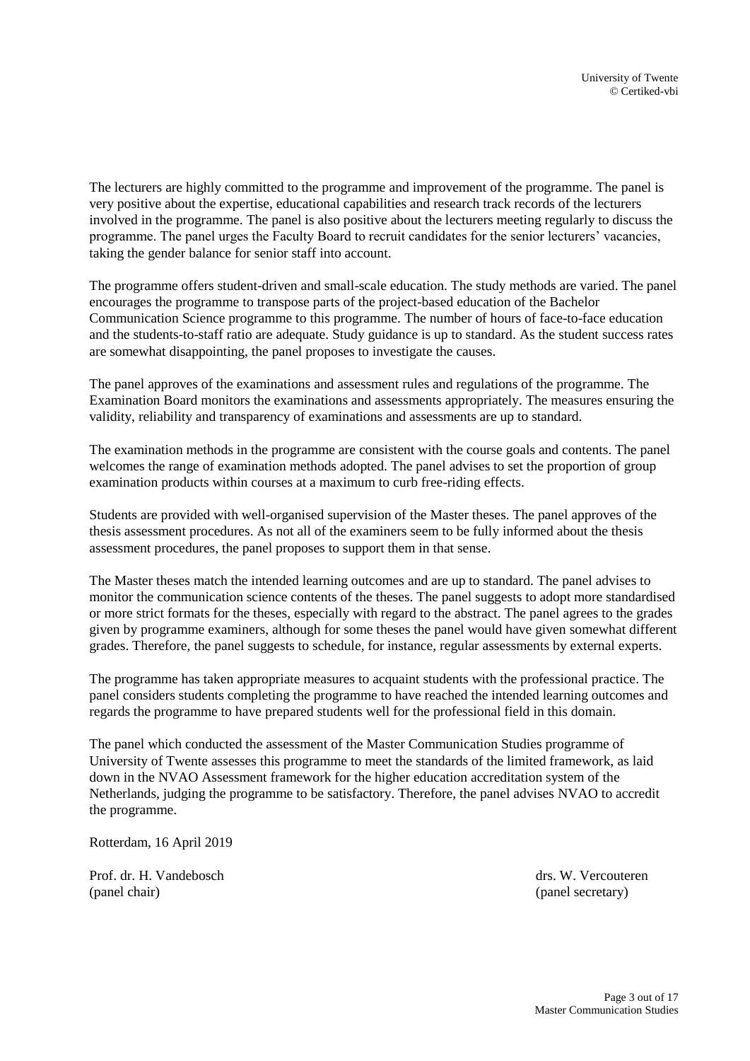The lecturers are highly committed to the programme and improvement of the programme. The panel is very positive about the expertise, educational capabilities and research track records of the lecturers involved in the programme. The panel is also positive about the lecturers meeting regularly to discuss the programme. The panel urges the Faculty Board to recruit candidates for the senior lecturers' vacancies, taking the gender balance for senior staff into account.

The programme offers student-driven and small-scale education. The study methods are varied. The panel encourages the programme to transpose parts of the project-based education of the Bachelor Communication Science programme to this programme. The number of hours of face-to-face education and the students-to-staff ratio are adequate. Study guidance is up to standard. As the student success rates are somewhat disappointing, the panel proposes to investigate the causes.

The panel approves of the examinations and assessment rules and regulations of the programme. The Examination Board monitors the examinations and assessments appropriately. The measures ensuring the validity, reliability and transparency of examinations and assessments are up to standard.

The examination methods in the programme are consistent with the course goals and contents. The panel welcomes the range of examination methods adopted. The panel advises to set the proportion of group examination products within courses at a maximum to curb free-riding effects.

Students are provided with well-organised supervision of the Master theses. The panel approves of the thesis assessment procedures. As not all of the examiners seem to be fully informed about the thesis assessment procedures, the panel proposes to support them in that sense.

The Master theses match the intended learning outcomes and are up to standard. The panel advises to monitor the communication science contents of the theses. The panel suggests to adopt more standardised or more strict formats for the theses, especially with regard to the abstract. The panel agrees to the grades given by programme examiners, although for some theses the panel would have given somewhat different grades. Therefore, the panel suggests to schedule, for instance, regular assessments by external experts.

The programme has taken appropriate measures to acquaint students with the professional practice. The panel considers students completing the programme to have reached the intended learning outcomes and regards the programme to have prepared students well for the professional field in this domain.

The panel which conducted the assessment of the Master Communication Studies programme of University of Twente assesses this programme to meet the standards of the limited framework, as laid down in the NVAO Assessment framework for the higher education accreditation system of the Netherlands, judging the programme to be satisfactory. Therefore, the panel advises NVAO to accredit the programme.

Rotterdam, 16 April 2019

Prof. dr. H. Vandebosch
(panel chair)

drs. W. Vercouteren
(panel secretary)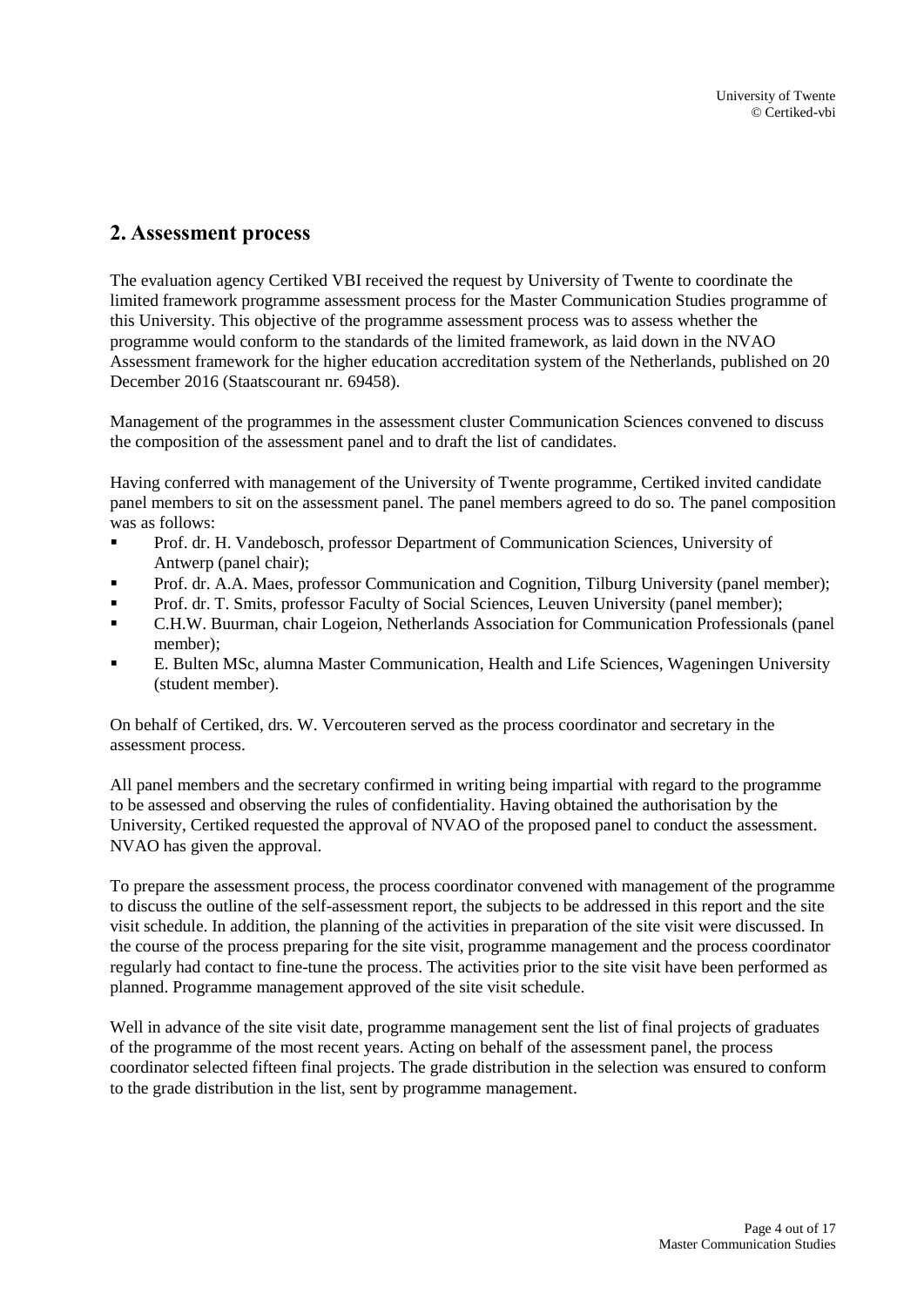## 2. Assessment process

The evaluation agency Certiked VBI received the request by University of Twente to coordinate the limited framework programme assessment process for the Master Communication Studies programme of this University. This objective of the programme assessment process was to assess whether the programme would conform to the standards of the limited framework, as laid down in the NVAO Assessment framework for the higher education accreditation system of the Netherlands, published on 20 December 2016 (Staatscourant nr. 69458).

Management of the programmes in the assessment cluster Communication Sciences convened to discuss the composition of the assessment panel and to draft the list of candidates.

Having conferred with management of the University of Twente programme, Certiked invited candidate panel members to sit on the assessment panel. The panel members agreed to do so. The panel composition was as follows:

- Prof. dr. H. Vandebosch, professor Department of Communication Sciences, University of Antwerp (panel chair);
- Prof. dr. A.A. Maes, professor Communication and Cognition, Tilburg University (panel member);
- Prof. dr. T. Smits, professor Faculty of Social Sciences, Leuven University (panel member);
- C.H.W. Buurman, chair Logeion, Netherlands Association for Communication Professionals (panel member);
- E. Bulten MSc, alumna Master Communication, Health and Life Sciences, Wageningen University (student member).

On behalf of Certiked, drs. W. Vercouteren served as the process coordinator and secretary in the assessment process.

All panel members and the secretary confirmed in writing being impartial with regard to the programme to be assessed and observing the rules of confidentiality. Having obtained the authorisation by the University, Certiked requested the approval of NVAO of the proposed panel to conduct the assessment. NVAO has given the approval.

To prepare the assessment process, the process coordinator convened with management of the programme to discuss the outline of the self-assessment report, the subjects to be addressed in this report and the site visit schedule. In addition, the planning of the activities in preparation of the site visit were discussed. In the course of the process preparing for the site visit, programme management and the process coordinator regularly had contact to fine-tune the process. The activities prior to the site visit have been performed as planned. Programme management approved of the site visit schedule.

Well in advance of the site visit date, programme management sent the list of final projects of graduates of the programme of the most recent years. Acting on behalf of the assessment panel, the process coordinator selected fifteen final projects. The grade distribution in the selection was ensured to conform to the grade distribution in the list, sent by programme management.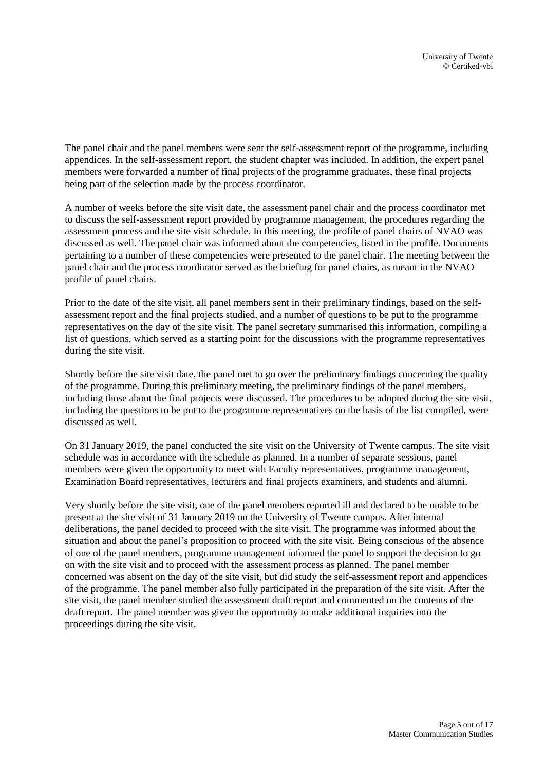The panel chair and the panel members were sent the self-assessment report of the programme, including appendices. In the self-assessment report, the student chapter was included. In addition, the expert panel members were forwarded a number of final projects of the programme graduates, these final projects being part of the selection made by the process coordinator.

A number of weeks before the site visit date, the assessment panel chair and the process coordinator met to discuss the self-assessment report provided by programme management, the procedures regarding the assessment process and the site visit schedule. In this meeting, the profile of panel chairs of NVAO was discussed as well. The panel chair was informed about the competencies, listed in the profile. Documents pertaining to a number of these competencies were presented to the panel chair. The meeting between the panel chair and the process coordinator served as the briefing for panel chairs, as meant in the NVAO profile of panel chairs.

Prior to the date of the site visit, all panel members sent in their preliminary findings, based on the self-assessment report and the final projects studied, and a number of questions to be put to the programme representatives on the day of the site visit. The panel secretary summarised this information, compiling a list of questions, which served as a starting point for the discussions with the programme representatives during the site visit.

Shortly before the site visit date, the panel met to go over the preliminary findings concerning the quality of the programme. During this preliminary meeting, the preliminary findings of the panel members, including those about the final projects were discussed. The procedures to be adopted during the site visit, including the questions to be put to the programme representatives on the basis of the list compiled, were discussed as well.

On 31 January 2019, the panel conducted the site visit on the University of Twente campus. The site visit schedule was in accordance with the schedule as planned. In a number of separate sessions, panel members were given the opportunity to meet with Faculty representatives, programme management, Examination Board representatives, lecturers and final projects examiners, and students and alumni.

Very shortly before the site visit, one of the panel members reported ill and declared to be unable to be present at the site visit of 31 January 2019 on the University of Twente campus. After internal deliberations, the panel decided to proceed with the site visit. The programme was informed about the situation and about the panel's proposition to proceed with the site visit. Being conscious of the absence of one of the panel members, programme management informed the panel to support the decision to go on with the site visit and to proceed with the assessment process as planned. The panel member concerned was absent on the day of the site visit, but did study the self-assessment report and appendices of the programme. The panel member also fully participated in the preparation of the site visit. After the site visit, the panel member studied the assessment draft report and commented on the contents of the draft report. The panel member was given the opportunity to make additional inquiries into the proceedings during the site visit.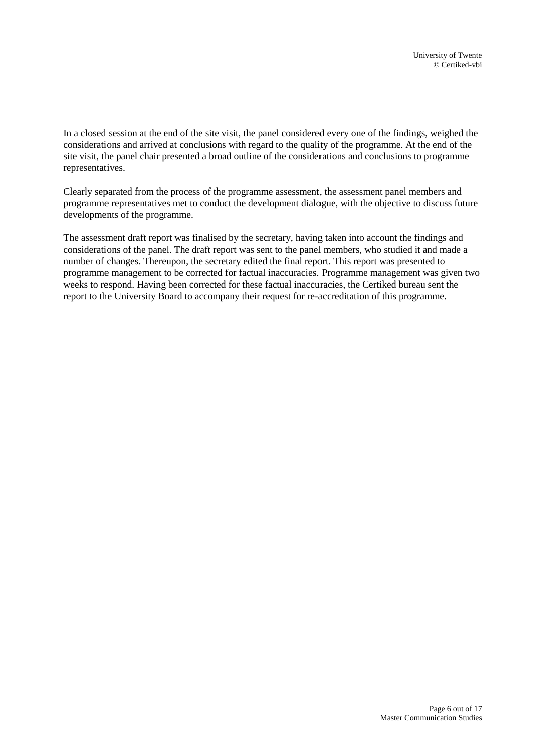In a closed session at the end of the site visit, the panel considered every one of the findings, weighed the considerations and arrived at conclusions with regard to the quality of the programme. At the end of the site visit, the panel chair presented a broad outline of the considerations and conclusions to programme representatives.

Clearly separated from the process of the programme assessment, the assessment panel members and programme representatives met to conduct the development dialogue, with the objective to discuss future developments of the programme.

The assessment draft report was finalised by the secretary, having taken into account the findings and considerations of the panel. The draft report was sent to the panel members, who studied it and made a number of changes. Thereupon, the secretary edited the final report. This report was presented to programme management to be corrected for factual inaccuracies. Programme management was given two weeks to respond. Having been corrected for these factual inaccuracies, the Certiked bureau sent the report to the University Board to accompany their request for re-accreditation of this programme.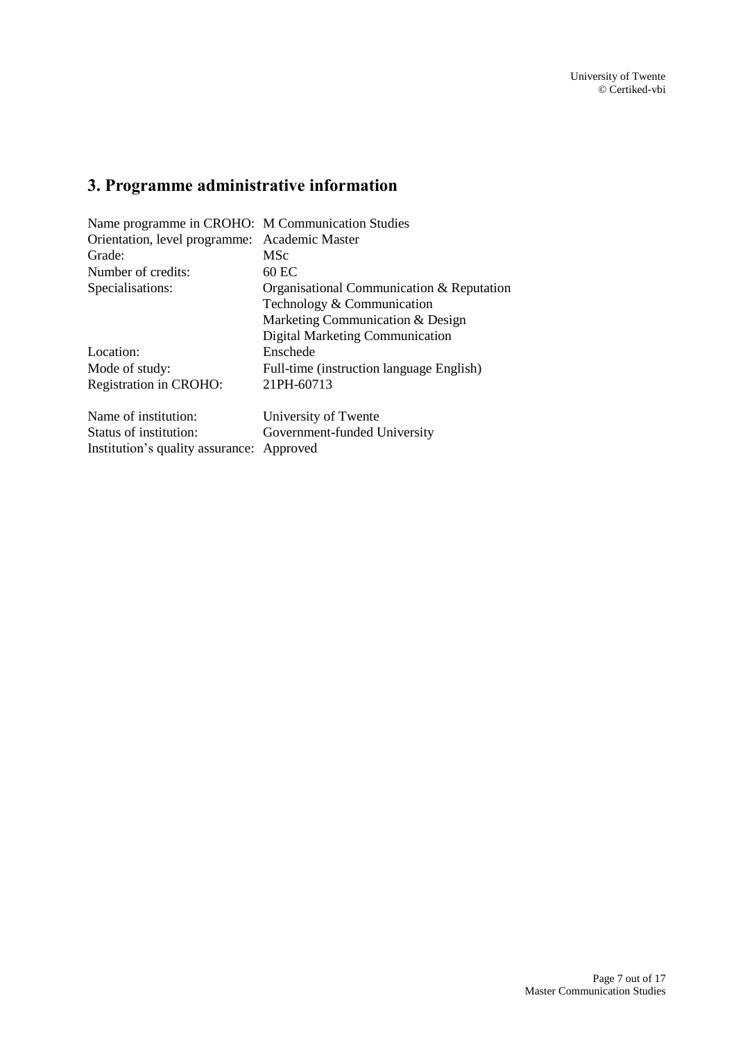## 3. Programme administrative information

| | |
|---|---|
| Name programme in CROHO: | M Communication Studies |
| Orientation, level programme: | Academic Master |
| Grade: | MSc |
| Number of credits: | 60 EC |
| Specialisations: | Organisational Communication & Reputation |
| | Technology & Communication |
| | Marketing Communication & Design |
| | Digital Marketing Communication |
| Location: | Enschede |
| Mode of study: | Full-time (instruction language English) |
| Registration in CROHO: | 21PH-60713 |

| | |
|---|---|
| Name of institution: | University of Twente |
| Status of institution: | Government-funded University |
| Institution's quality assurance: | Approved |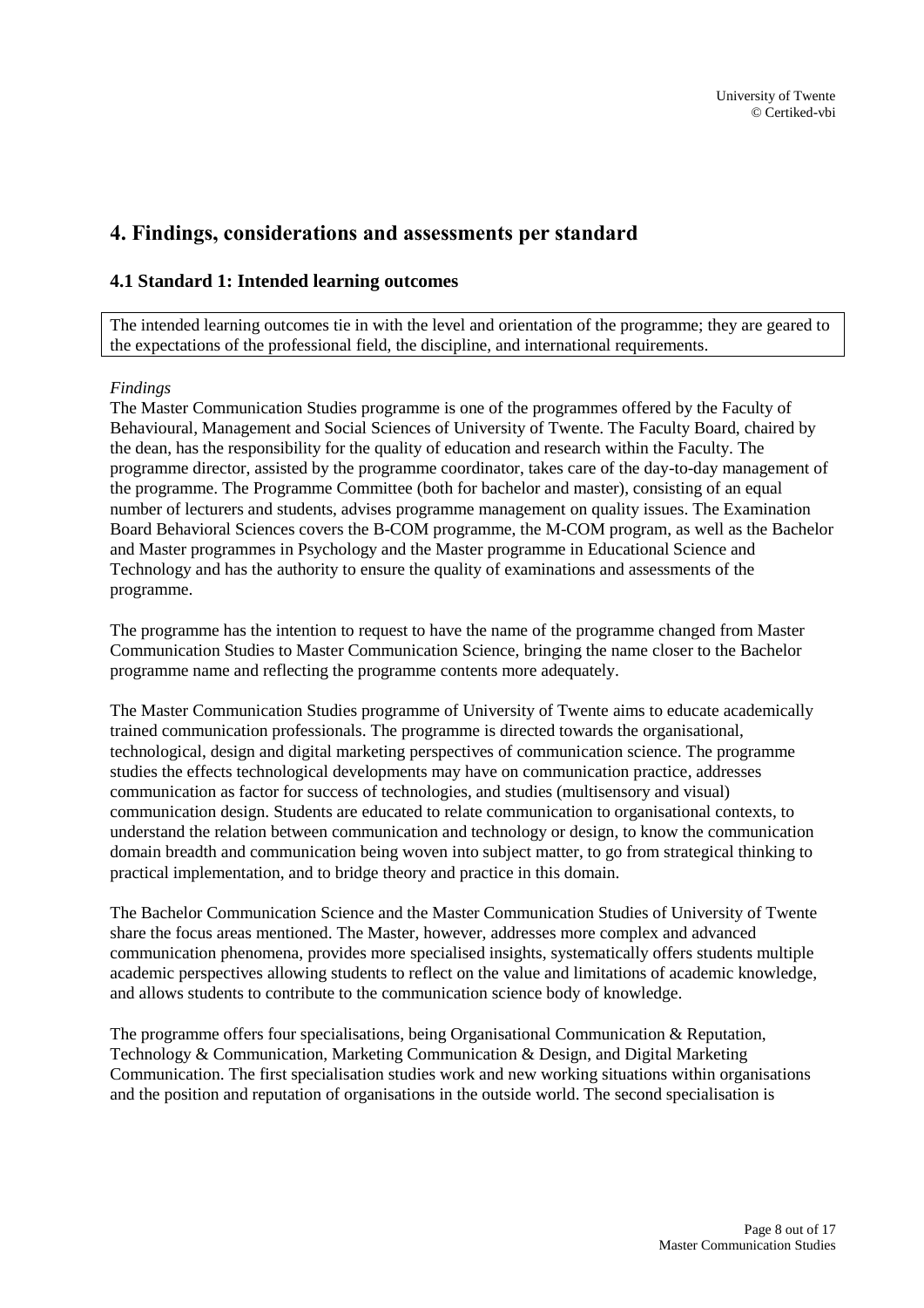# 4. Findings, considerations and assessments per standard

## 4.1 Standard 1: Intended learning outcomes

The intended learning outcomes tie in with the level and orientation of the programme; they are geared to the expectations of the professional field, the discipline, and international requirements.

*Findings*

The Master Communication Studies programme is one of the programmes offered by the Faculty of Behavioural, Management and Social Sciences of University of Twente. The Faculty Board, chaired by the dean, has the responsibility for the quality of education and research within the Faculty. The programme director, assisted by the programme coordinator, takes care of the day-to-day management of the programme. The Programme Committee (both for bachelor and master), consisting of an equal number of lecturers and students, advises programme management on quality issues. The Examination Board Behavioral Sciences covers the B-COM programme, the M-COM program, as well as the Bachelor and Master programmes in Psychology and the Master programme in Educational Science and Technology and has the authority to ensure the quality of examinations and assessments of the programme.

The programme has the intention to request to have the name of the programme changed from Master Communication Studies to Master Communication Science, bringing the name closer to the Bachelor programme name and reflecting the programme contents more adequately.

The Master Communication Studies programme of University of Twente aims to educate academically trained communication professionals. The programme is directed towards the organisational, technological, design and digital marketing perspectives of communication science. The programme studies the effects technological developments may have on communication practice, addresses communication as factor for success of technologies, and studies (multisensory and visual) communication design. Students are educated to relate communication to organisational contexts, to understand the relation between communication and technology or design, to know the communication domain breadth and communication being woven into subject matter, to go from strategical thinking to practical implementation, and to bridge theory and practice in this domain.

The Bachelor Communication Science and the Master Communication Studies of University of Twente share the focus areas mentioned. The Master, however, addresses more complex and advanced communication phenomena, provides more specialised insights, systematically offers students multiple academic perspectives allowing students to reflect on the value and limitations of academic knowledge, and allows students to contribute to the communication science body of knowledge.

The programme offers four specialisations, being Organisational Communication & Reputation, Technology & Communication, Marketing Communication & Design, and Digital Marketing Communication. The first specialisation studies work and new working situations within organisations and the position and reputation of organisations in the outside world. The second specialisation is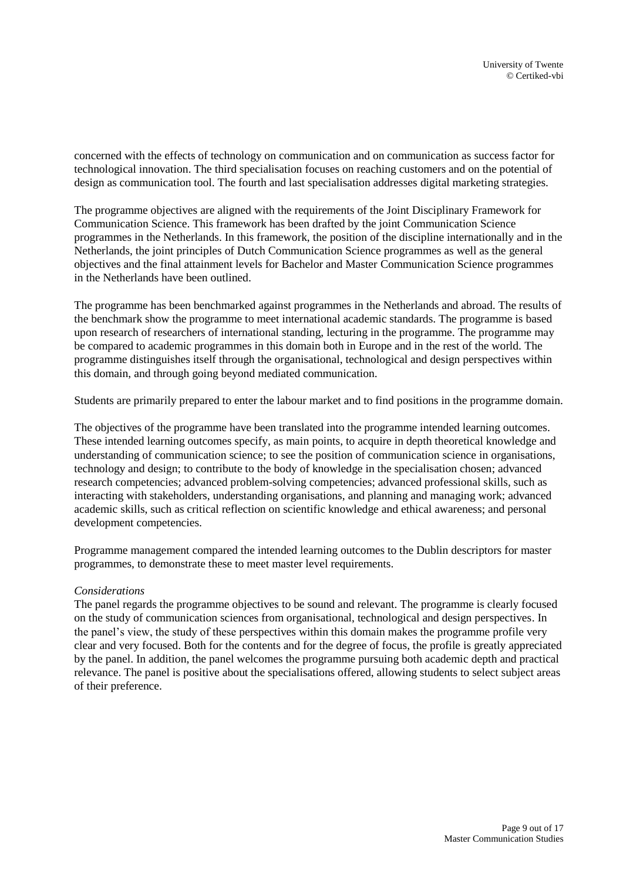concerned with the effects of technology on communication and on communication as success factor for technological innovation. The third specialisation focuses on reaching customers and on the potential of design as communication tool. The fourth and last specialisation addresses digital marketing strategies.

The programme objectives are aligned with the requirements of the Joint Disciplinary Framework for Communication Science. This framework has been drafted by the joint Communication Science programmes in the Netherlands. In this framework, the position of the discipline internationally and in the Netherlands, the joint principles of Dutch Communication Science programmes as well as the general objectives and the final attainment levels for Bachelor and Master Communication Science programmes in the Netherlands have been outlined.

The programme has been benchmarked against programmes in the Netherlands and abroad. The results of the benchmark show the programme to meet international academic standards. The programme is based upon research of researchers of international standing, lecturing in the programme. The programme may be compared to academic programmes in this domain both in Europe and in the rest of the world. The programme distinguishes itself through the organisational, technological and design perspectives within this domain, and through going beyond mediated communication.

Students are primarily prepared to enter the labour market and to find positions in the programme domain.

The objectives of the programme have been translated into the programme intended learning outcomes. These intended learning outcomes specify, as main points, to acquire in depth theoretical knowledge and understanding of communication science; to see the position of communication science in organisations, technology and design; to contribute to the body of knowledge in the specialisation chosen; advanced research competencies; advanced problem-solving competencies; advanced professional skills, such as interacting with stakeholders, understanding organisations, and planning and managing work; advanced academic skills, such as critical reflection on scientific knowledge and ethical awareness; and personal development competencies.

Programme management compared the intended learning outcomes to the Dublin descriptors for master programmes, to demonstrate these to meet master level requirements.

*Considerations*
The panel regards the programme objectives to be sound and relevant. The programme is clearly focused on the study of communication sciences from organisational, technological and design perspectives. In the panel's view, the study of these perspectives within this domain makes the programme profile very clear and very focused. Both for the contents and for the degree of focus, the profile is greatly appreciated by the panel. In addition, the panel welcomes the programme pursuing both academic depth and practical relevance. The panel is positive about the specialisations offered, allowing students to select subject areas of their preference.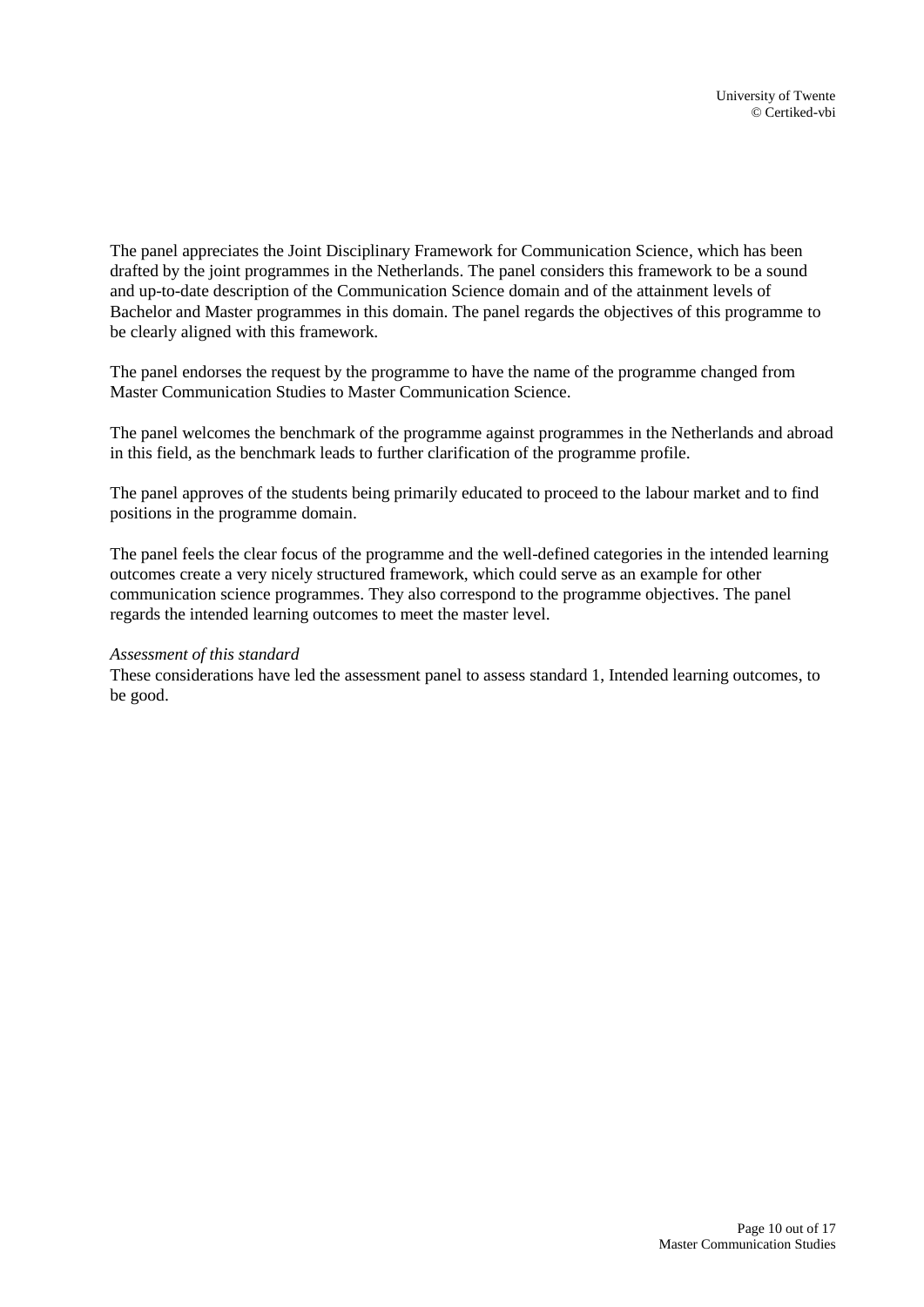The panel appreciates the Joint Disciplinary Framework for Communication Science, which has been drafted by the joint programmes in the Netherlands. The panel considers this framework to be a sound and up-to-date description of the Communication Science domain and of the attainment levels of Bachelor and Master programmes in this domain. The panel regards the objectives of this programme to be clearly aligned with this framework.

The panel endorses the request by the programme to have the name of the programme changed from Master Communication Studies to Master Communication Science.

The panel welcomes the benchmark of the programme against programmes in the Netherlands and abroad in this field, as the benchmark leads to further clarification of the programme profile.

The panel approves of the students being primarily educated to proceed to the labour market and to find positions in the programme domain.

The panel feels the clear focus of the programme and the well-defined categories in the intended learning outcomes create a very nicely structured framework, which could serve as an example for other communication science programmes. They also correspond to the programme objectives. The panel regards the intended learning outcomes to meet the master level.

*Assessment of this standard*
These considerations have led the assessment panel to assess standard 1, Intended learning outcomes, to be good.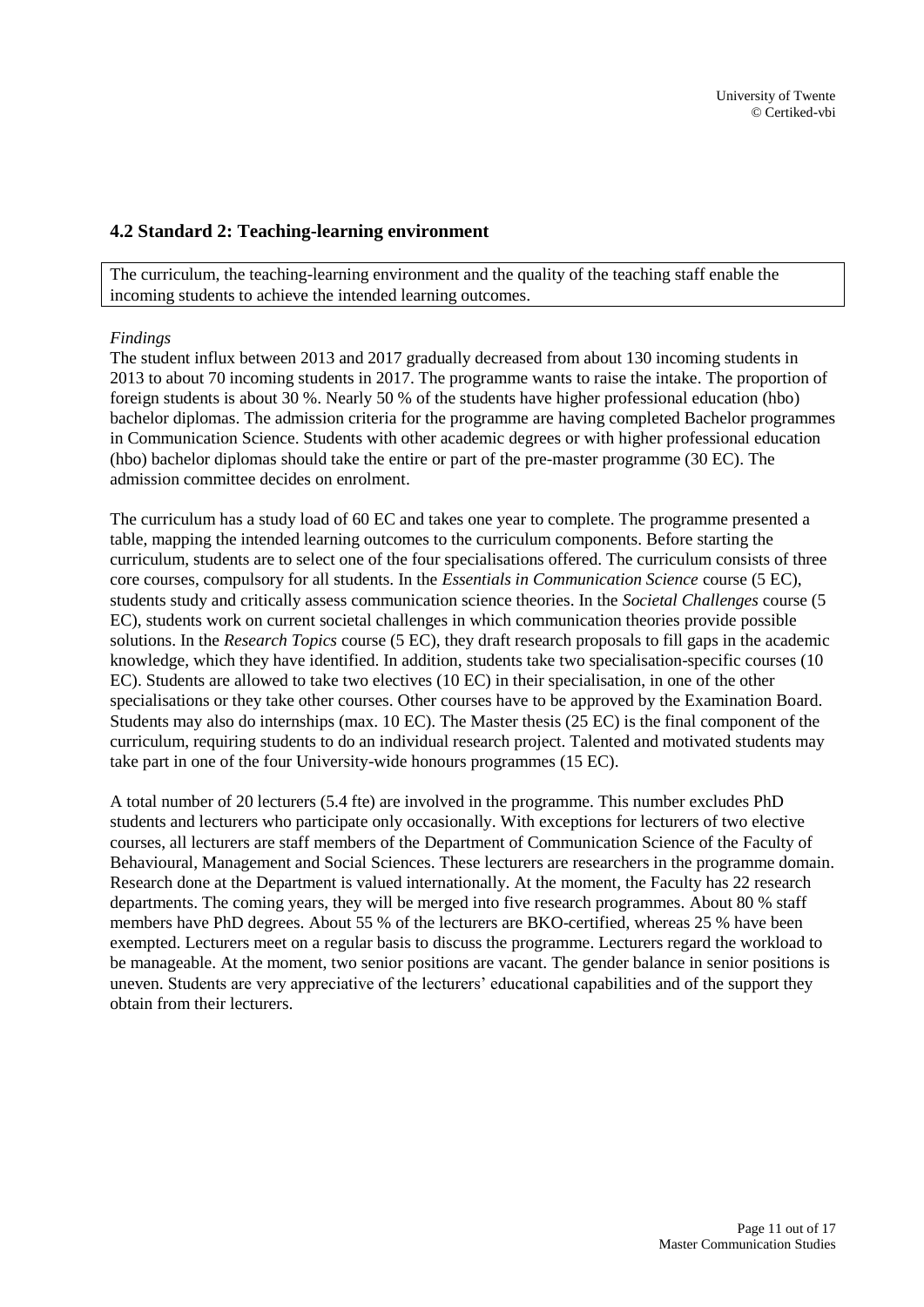## 4.2 Standard 2: Teaching-learning environment

The curriculum, the teaching-learning environment and the quality of the teaching staff enable the incoming students to achieve the intended learning outcomes.

*Findings*

The student influx between 2013 and 2017 gradually decreased from about 130 incoming students in 2013 to about 70 incoming students in 2017. The programme wants to raise the intake. The proportion of foreign students is about 30 %. Nearly 50 % of the students have higher professional education (hbo) bachelor diplomas. The admission criteria for the programme are having completed Bachelor programmes in Communication Science. Students with other academic degrees or with higher professional education (hbo) bachelor diplomas should take the entire or part of the pre-master programme (30 EC). The admission committee decides on enrolment.

The curriculum has a study load of 60 EC and takes one year to complete. The programme presented a table, mapping the intended learning outcomes to the curriculum components. Before starting the curriculum, students are to select one of the four specialisations offered. The curriculum consists of three core courses, compulsory for all students. In the *Essentials in Communication Science* course (5 EC), students study and critically assess communication science theories. In the *Societal Challenges* course (5 EC), students work on current societal challenges in which communication theories provide possible solutions. In the *Research Topics* course (5 EC), they draft research proposals to fill gaps in the academic knowledge, which they have identified. In addition, students take two specialisation-specific courses (10 EC). Students are allowed to take two electives (10 EC) in their specialisation, in one of the other specialisations or they take other courses. Other courses have to be approved by the Examination Board. Students may also do internships (max. 10 EC). The Master thesis (25 EC) is the final component of the curriculum, requiring students to do an individual research project. Talented and motivated students may take part in one of the four University-wide honours programmes (15 EC).

A total number of 20 lecturers (5.4 fte) are involved in the programme. This number excludes PhD students and lecturers who participate only occasionally. With exceptions for lecturers of two elective courses, all lecturers are staff members of the Department of Communication Science of the Faculty of Behavioural, Management and Social Sciences. These lecturers are researchers in the programme domain. Research done at the Department is valued internationally. At the moment, the Faculty has 22 research departments. The coming years, they will be merged into five research programmes. About 80 % staff members have PhD degrees. About 55 % of the lecturers are BKO-certified, whereas 25 % have been exempted. Lecturers meet on a regular basis to discuss the programme. Lecturers regard the workload to be manageable. At the moment, two senior positions are vacant. The gender balance in senior positions is uneven. Students are very appreciative of the lecturers' educational capabilities and of the support they obtain from their lecturers.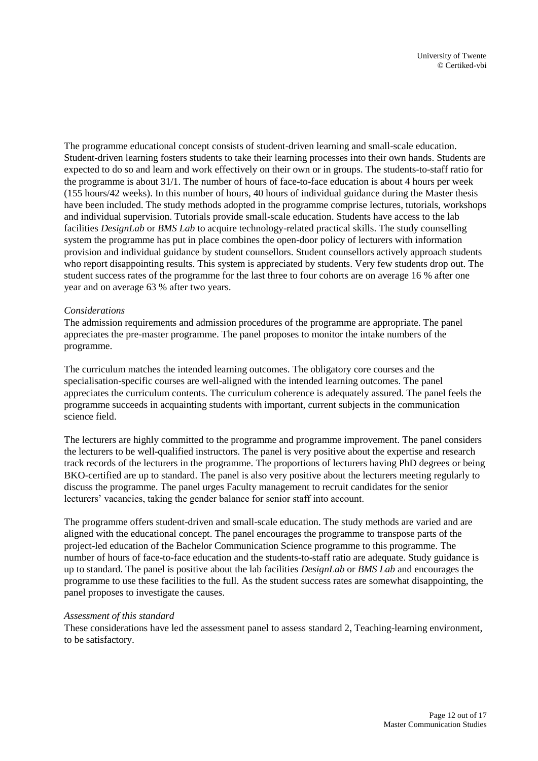The programme educational concept consists of student-driven learning and small-scale education. Student-driven learning fosters students to take their learning processes into their own hands. Students are expected to do so and learn and work effectively on their own or in groups. The students-to-staff ratio for the programme is about 31/1. The number of hours of face-to-face education is about 4 hours per week (155 hours/42 weeks). In this number of hours, 40 hours of individual guidance during the Master thesis have been included. The study methods adopted in the programme comprise lectures, tutorials, workshops and individual supervision. Tutorials provide small-scale education. Students have access to the lab facilities *DesignLab* or *BMS Lab* to acquire technology-related practical skills. The study counselling system the programme has put in place combines the open-door policy of lecturers with information provision and individual guidance by student counsellors. Student counsellors actively approach students who report disappointing results. This system is appreciated by students. Very few students drop out. The student success rates of the programme for the last three to four cohorts are on average 16 % after one year and on average 63 % after two years.

*Considerations*

The admission requirements and admission procedures of the programme are appropriate. The panel appreciates the pre-master programme. The panel proposes to monitor the intake numbers of the programme.

The curriculum matches the intended learning outcomes. The obligatory core courses and the specialisation-specific courses are well-aligned with the intended learning outcomes. The panel appreciates the curriculum contents. The curriculum coherence is adequately assured. The panel feels the programme succeeds in acquainting students with important, current subjects in the communication science field.

The lecturers are highly committed to the programme and programme improvement. The panel considers the lecturers to be well-qualified instructors. The panel is very positive about the expertise and research track records of the lecturers in the programme. The proportions of lecturers having PhD degrees or being BKO-certified are up to standard. The panel is also very positive about the lecturers meeting regularly to discuss the programme. The panel urges Faculty management to recruit candidates for the senior lecturers' vacancies, taking the gender balance for senior staff into account.

The programme offers student-driven and small-scale education. The study methods are varied and are aligned with the educational concept. The panel encourages the programme to transpose parts of the project-led education of the Bachelor Communication Science programme to this programme. The number of hours of face-to-face education and the students-to-staff ratio are adequate. Study guidance is up to standard. The panel is positive about the lab facilities *DesignLab* or *BMS Lab* and encourages the programme to use these facilities to the full. As the student success rates are somewhat disappointing, the panel proposes to investigate the causes.

*Assessment of this standard*

These considerations have led the assessment panel to assess standard 2, Teaching-learning environment, to be satisfactory.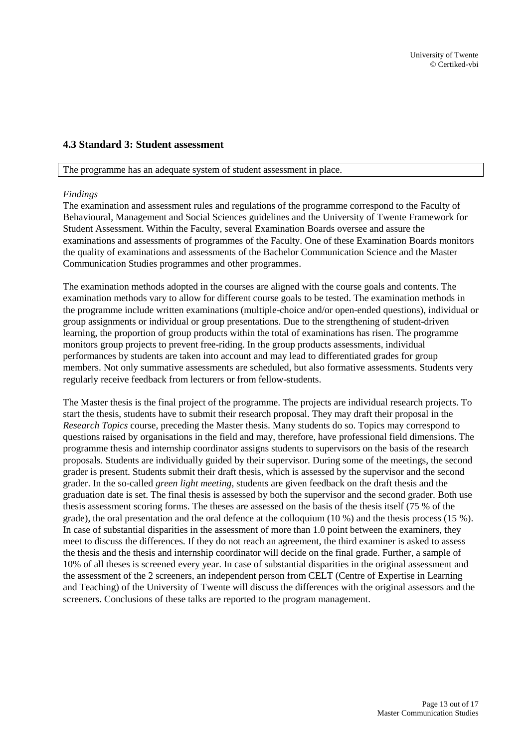### 4.3 Standard 3: Student assessment

The programme has an adequate system of student assessment in place.

*Findings*

The examination and assessment rules and regulations of the programme correspond to the Faculty of Behavioural, Management and Social Sciences guidelines and the University of Twente Framework for Student Assessment. Within the Faculty, several Examination Boards oversee and assure the examinations and assessments of programmes of the Faculty. One of these Examination Boards monitors the quality of examinations and assessments of the Bachelor Communication Science and the Master Communication Studies programmes and other programmes.

The examination methods adopted in the courses are aligned with the course goals and contents. The examination methods vary to allow for different course goals to be tested. The examination methods in the programme include written examinations (multiple-choice and/or open-ended questions), individual or group assignments or individual or group presentations. Due to the strengthening of student-driven learning, the proportion of group products within the total of examinations has risen. The programme monitors group projects to prevent free-riding. In the group products assessments, individual performances by students are taken into account and may lead to differentiated grades for group members. Not only summative assessments are scheduled, but also formative assessments. Students very regularly receive feedback from lecturers or from fellow-students.

The Master thesis is the final project of the programme. The projects are individual research projects. To start the thesis, students have to submit their research proposal. They may draft their proposal in the *Research Topics* course, preceding the Master thesis. Many students do so. Topics may correspond to questions raised by organisations in the field and may, therefore, have professional field dimensions. The programme thesis and internship coordinator assigns students to supervisors on the basis of the research proposals. Students are individually guided by their supervisor. During some of the meetings, the second grader is present. Students submit their draft thesis, which is assessed by the supervisor and the second grader. In the so-called *green light meeting*, students are given feedback on the draft thesis and the graduation date is set. The final thesis is assessed by both the supervisor and the second grader. Both use thesis assessment scoring forms. The theses are assessed on the basis of the thesis itself (75 % of the grade), the oral presentation and the oral defence at the colloquium (10 %) and the thesis process (15 %). In case of substantial disparities in the assessment of more than 1.0 point between the examiners, they meet to discuss the differences. If they do not reach an agreement, the third examiner is asked to assess the thesis and the thesis and internship coordinator will decide on the final grade. Further, a sample of 10% of all theses is screened every year. In case of substantial disparities in the original assessment and the assessment of the 2 screeners, an independent person from CELT (Centre of Expertise in Learning and Teaching) of the University of Twente will discuss the differences with the original assessors and the screeners. Conclusions of these talks are reported to the program management.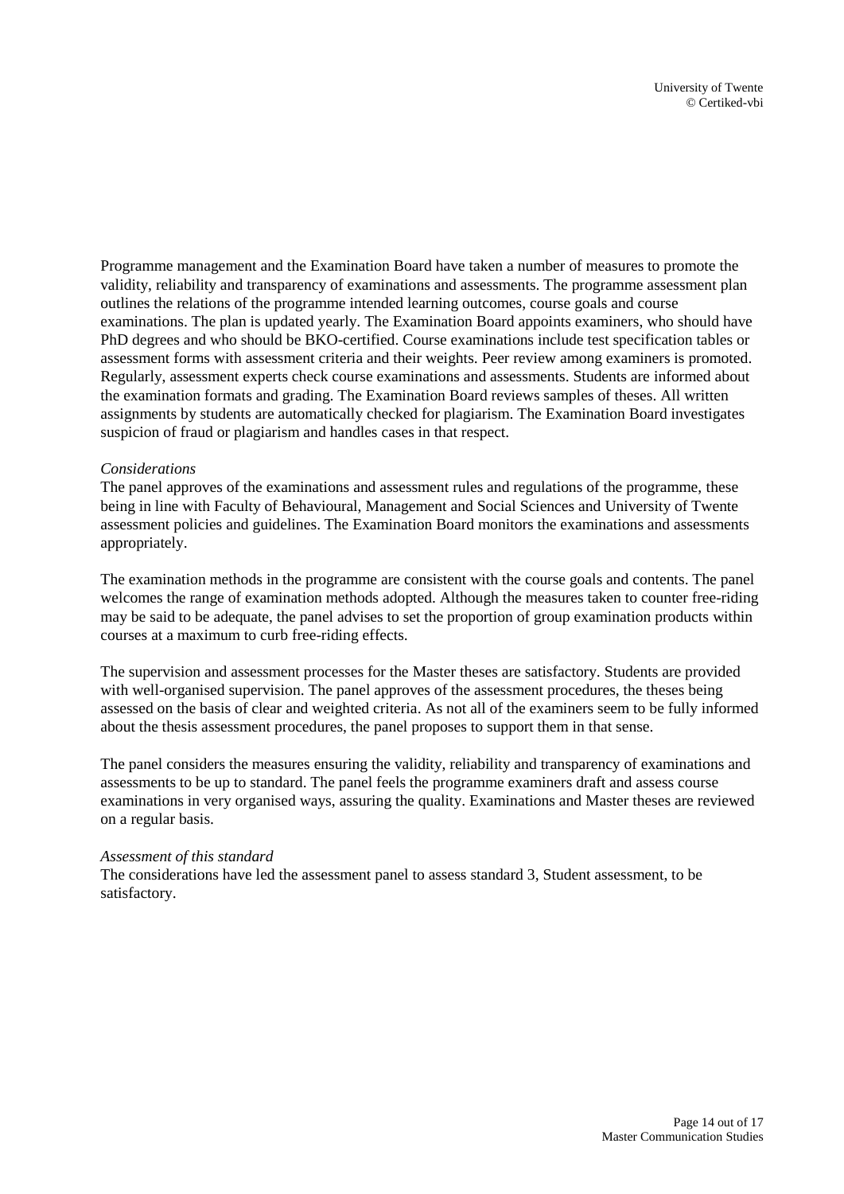Programme management and the Examination Board have taken a number of measures to promote the validity, reliability and transparency of examinations and assessments. The programme assessment plan outlines the relations of the programme intended learning outcomes, course goals and course examinations. The plan is updated yearly. The Examination Board appoints examiners, who should have PhD degrees and who should be BKO-certified. Course examinations include test specification tables or assessment forms with assessment criteria and their weights. Peer review among examiners is promoted. Regularly, assessment experts check course examinations and assessments. Students are informed about the examination formats and grading. The Examination Board reviews samples of theses. All written assignments by students are automatically checked for plagiarism. The Examination Board investigates suspicion of fraud or plagiarism and handles cases in that respect.

*Considerations*

The panel approves of the examinations and assessment rules and regulations of the programme, these being in line with Faculty of Behavioural, Management and Social Sciences and University of Twente assessment policies and guidelines. The Examination Board monitors the examinations and assessments appropriately.

The examination methods in the programme are consistent with the course goals and contents. The panel welcomes the range of examination methods adopted. Although the measures taken to counter free-riding may be said to be adequate, the panel advises to set the proportion of group examination products within courses at a maximum to curb free-riding effects.

The supervision and assessment processes for the Master theses are satisfactory. Students are provided with well-organised supervision. The panel approves of the assessment procedures, the theses being assessed on the basis of clear and weighted criteria. As not all of the examiners seem to be fully informed about the thesis assessment procedures, the panel proposes to support them in that sense.

The panel considers the measures ensuring the validity, reliability and transparency of examinations and assessments to be up to standard. The panel feels the programme examiners draft and assess course examinations in very organised ways, assuring the quality. Examinations and Master theses are reviewed on a regular basis.

*Assessment of this standard*

The considerations have led the assessment panel to assess standard 3, Student assessment, to be satisfactory.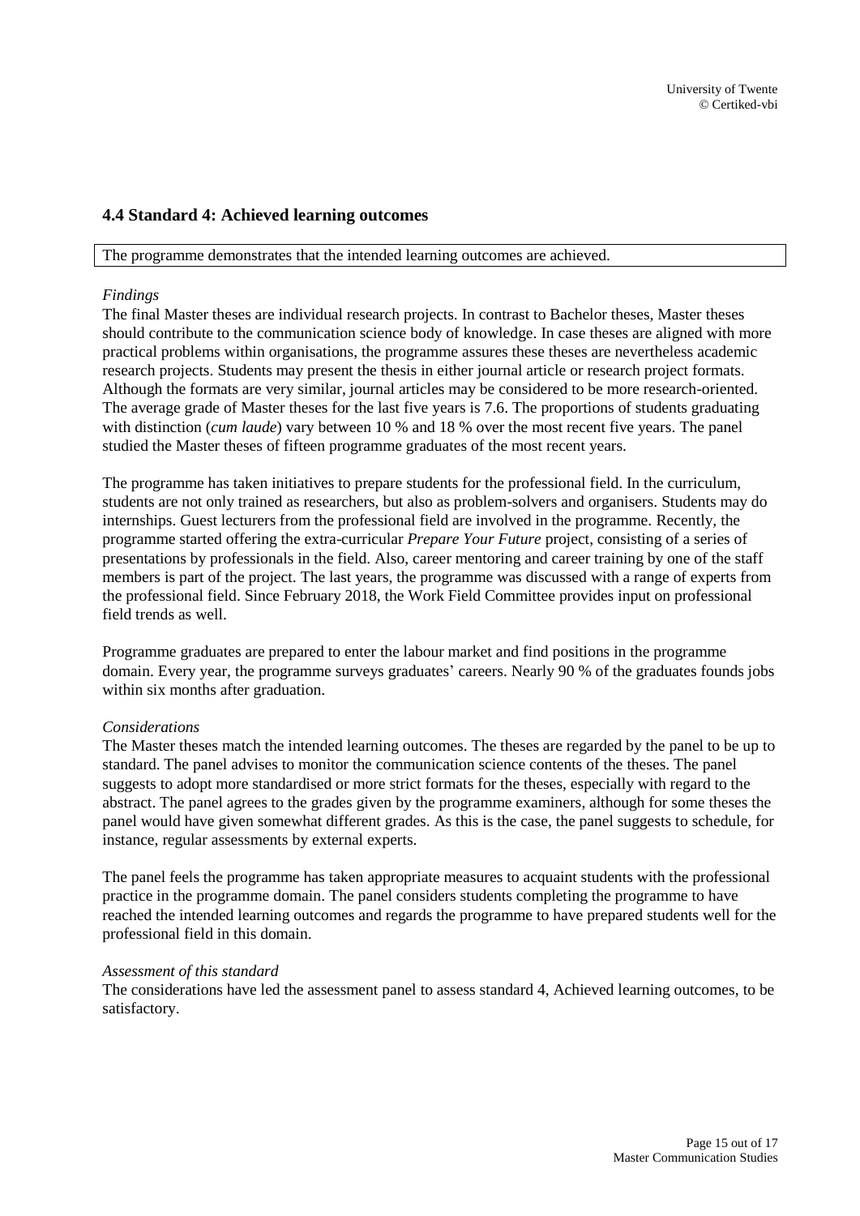## 4.4 Standard 4: Achieved learning outcomes

The programme demonstrates that the intended learning outcomes are achieved.

*Findings*

The final Master theses are individual research projects. In contrast to Bachelor theses, Master theses should contribute to the communication science body of knowledge. In case theses are aligned with more practical problems within organisations, the programme assures these theses are nevertheless academic research projects. Students may present the thesis in either journal article or research project formats. Although the formats are very similar, journal articles may be considered to be more research-oriented. The average grade of Master theses for the last five years is 7.6. The proportions of students graduating with distinction (*cum laude*) vary between 10 % and 18 % over the most recent five years. The panel studied the Master theses of fifteen programme graduates of the most recent years.

The programme has taken initiatives to prepare students for the professional field. In the curriculum, students are not only trained as researchers, but also as problem-solvers and organisers. Students may do internships. Guest lecturers from the professional field are involved in the programme. Recently, the programme started offering the extra-curricular *Prepare Your Future* project, consisting of a series of presentations by professionals in the field. Also, career mentoring and career training by one of the staff members is part of the project. The last years, the programme was discussed with a range of experts from the professional field. Since February 2018, the Work Field Committee provides input on professional field trends as well.

Programme graduates are prepared to enter the labour market and find positions in the programme domain. Every year, the programme surveys graduates' careers. Nearly 90 % of the graduates founds jobs within six months after graduation.

*Considerations*

The Master theses match the intended learning outcomes. The theses are regarded by the panel to be up to standard. The panel advises to monitor the communication science contents of the theses. The panel suggests to adopt more standardised or more strict formats for the theses, especially with regard to the abstract. The panel agrees to the grades given by the programme examiners, although for some theses the panel would have given somewhat different grades. As this is the case, the panel suggests to schedule, for instance, regular assessments by external experts.

The panel feels the programme has taken appropriate measures to acquaint students with the professional practice in the programme domain. The panel considers students completing the programme to have reached the intended learning outcomes and regards the programme to have prepared students well for the professional field in this domain.

*Assessment of this standard*

The considerations have led the assessment panel to assess standard 4, Achieved learning outcomes, to be satisfactory.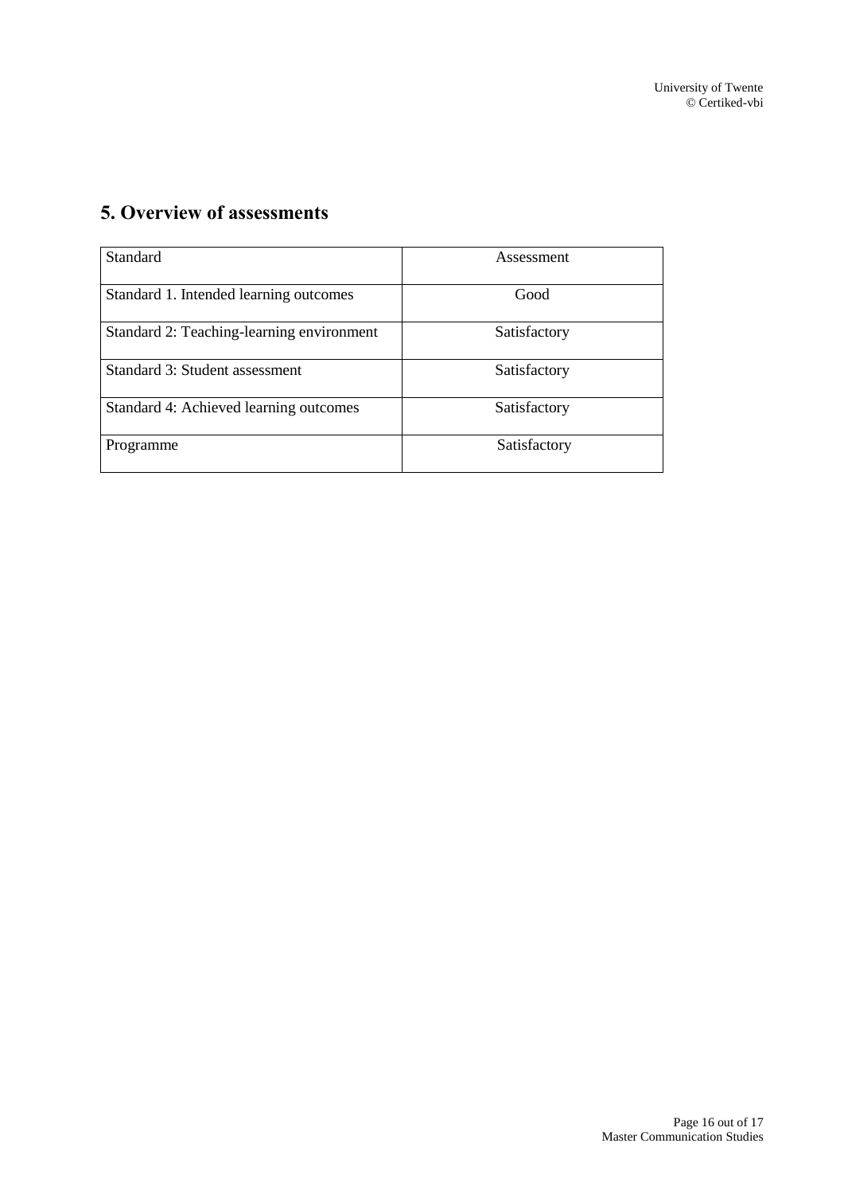## 5. Overview of assessments

| Standard | Assessment |
|---|---|
| Standard 1. Intended learning outcomes | Good |
| Standard 2: Teaching-learning environment | Satisfactory |
| Standard 3: Student assessment | Satisfactory |
| Standard 4: Achieved learning outcomes | Satisfactory |
| Programme | Satisfactory |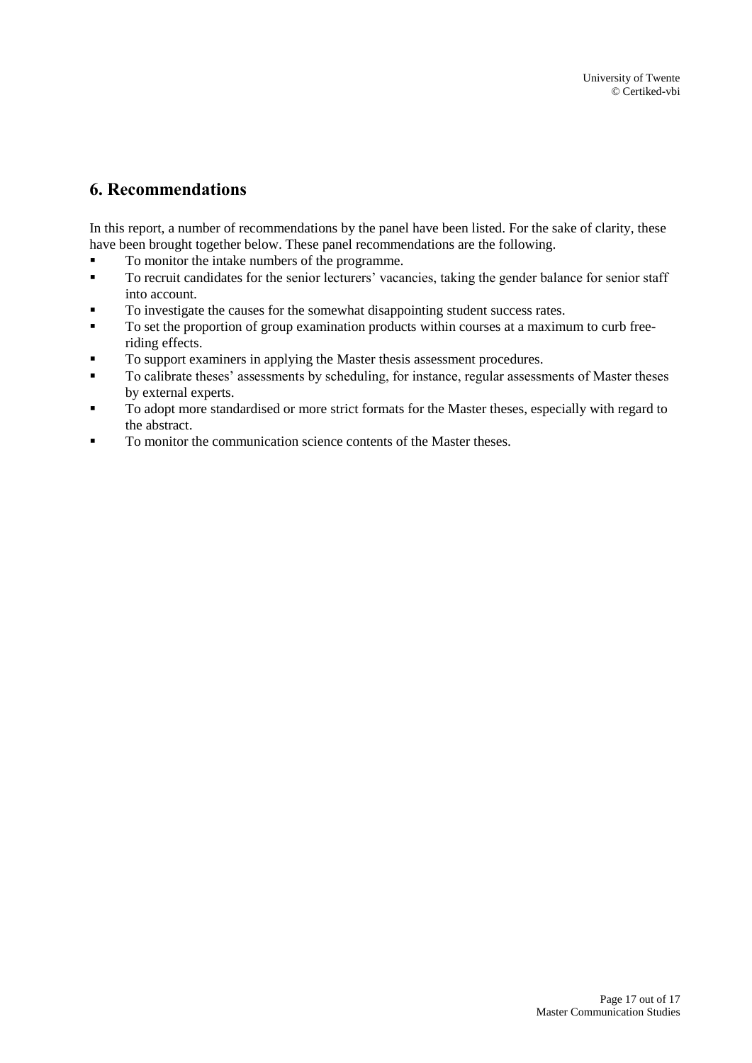## 6. Recommendations

In this report, a number of recommendations by the panel have been listed. For the sake of clarity, these have been brought together below. These panel recommendations are the following.

- To monitor the intake numbers of the programme.
- To recruit candidates for the senior lecturers' vacancies, taking the gender balance for senior staff into account.
- To investigate the causes for the somewhat disappointing student success rates.
- To set the proportion of group examination products within courses at a maximum to curb free-riding effects.
- To support examiners in applying the Master thesis assessment procedures.
- To calibrate theses' assessments by scheduling, for instance, regular assessments of Master theses by external experts.
- To adopt more standardised or more strict formats for the Master theses, especially with regard to the abstract.
- To monitor the communication science contents of the Master theses.